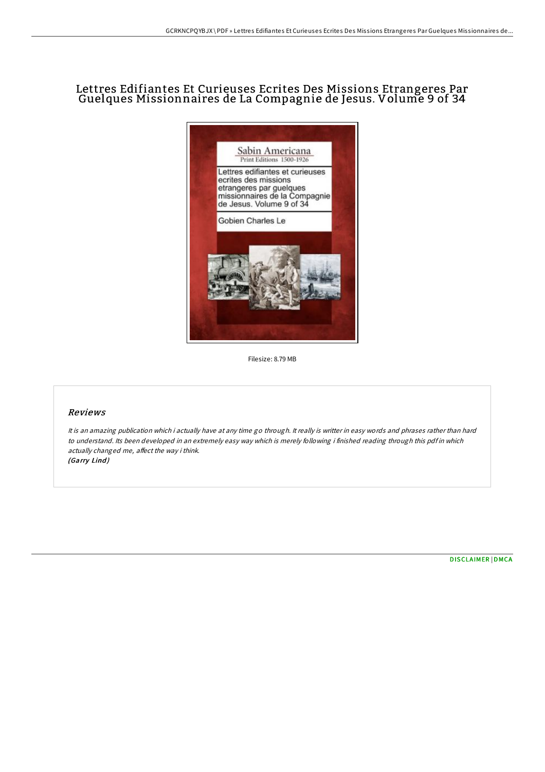# Lettres Edifiantes Et Curieuses Ecrites Des Missions Etrangeres Par Guelques Missionnaires de La Compagnie de Jesus. Volume 9 of 34

Filesize: 8.79 MB

## Reviews

*It is an amazing publication which i actually have at any time go through. It really is writter in easy words and phrases rather than hard to understand. Its been developed in an extremely easy way which is merely following i finished reading through this pdf in which actually changed me, affect the way i think.*
***(Garry Lind)***

DISCLAIMER | DMCA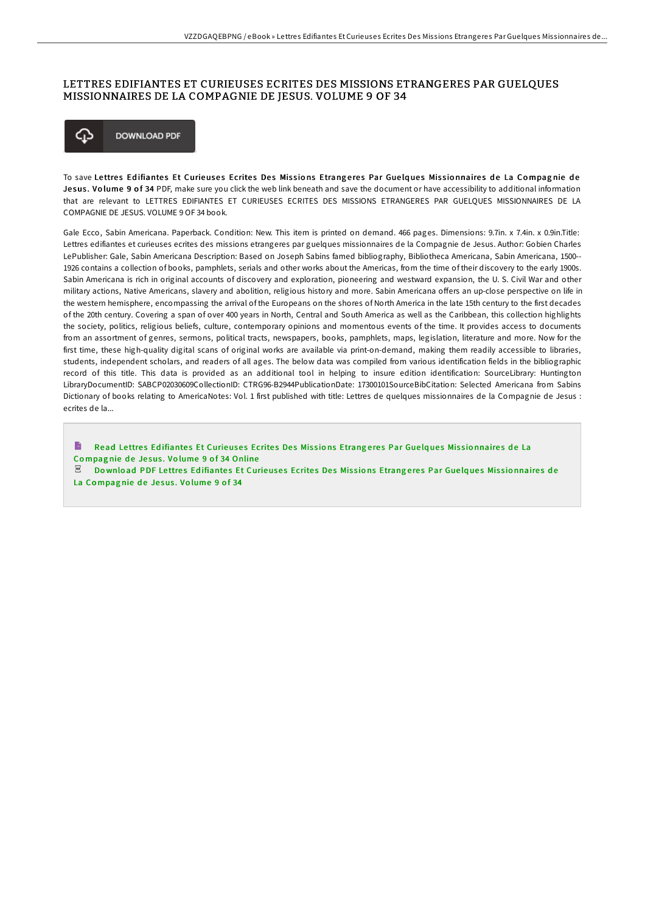# LETTRES EDIFIANTES ET CURIEUSES ECRITES DES MISSIONS ETRANGERES PAR GUELQUES MISSIONNAIRES DE LA COMPAGNIE DE JESUS. VOLUME 9 OF 34

DOWNLOAD PDF

To save **Lettres Edifiantes Et Curieuses Ecrites Des Missions Etrangeres Par Guelques Missionnaires de La Compagnie de Jesus. Volume 9 of 34** PDF, make sure you click the web link beneath and save the document or have accessibility to additional information that are relevant to LETTRES EDIFIANTES ET CURIEUSES ECRITES DES MISSIONS ETRANGERES PAR GUELQUES MISSIONNAIRES DE LA COMPAGNIE DE JESUS. VOLUME 9 OF 34 book.

Gale Ecco, Sabin Americana. Paperback. Condition: New. This item is printed on demand. 466 pages. Dimensions: 9.7in. x 7.4in. x 0.9in.Title: Lettres edifiantes et curieuses ecrites des missions etrangeres par guelques missionnaires de la Compagnie de Jesus. Author: Gobien Charles LePublisher: Gale, Sabin Americana Description: Based on Joseph Sabins famed bibliography, Bibliotheca Americana, Sabin Americana, 1500--1926 contains a collection of books, pamphlets, serials and other works about the Americas, from the time of their discovery to the early 1900s. Sabin Americana is rich in original accounts of discovery and exploration, pioneering and westward expansion, the U. S. Civil War and other military actions, Native Americans, slavery and abolition, religious history and more. Sabin Americana offers an up-close perspective on life in the western hemisphere, encompassing the arrival of the Europeans on the shores of North America in the late 15th century to the first decades of the 20th century. Covering a span of over 400 years in North, Central and South America as well as the Caribbean, this collection highlights the society, politics, religious beliefs, culture, contemporary opinions and momentous events of the time. It provides access to documents from an assortment of genres, sermons, political tracts, newspapers, books, pamphlets, maps, legislation, literature and more. Now for the first time, these high-quality digital scans of original works are available via print-on-demand, making them readily accessible to libraries, students, independent scholars, and readers of all ages. The below data was compiled from various identification fields in the bibliographic record of this title. This data is provided as an additional tool in helping to insure edition identification: SourceLibrary: Huntington LibraryDocumentID: SABCP02030609CollectionID: CTRG96-B2944PublicationDate: 17300101SourceBibCitation: Selected Americana from Sabins Dictionary of books relating to AmericaNotes: Vol. 1 first published with title: Lettres de quelques missionnaires de la Compagnie de Jesus : ecrites de la...

Read Lettres Edifiantes Et Curieuses Ecrites Des Missions Etrangeres Par Guelques Missionnaires de La Compagnie de Jesus. Volume 9 of 34 Online

Download PDF Lettres Edifiantes Et Curieuses Ecrites Des Missions Etrangeres Par Guelques Missionnaires de La Compagnie de Jesus. Volume 9 of 34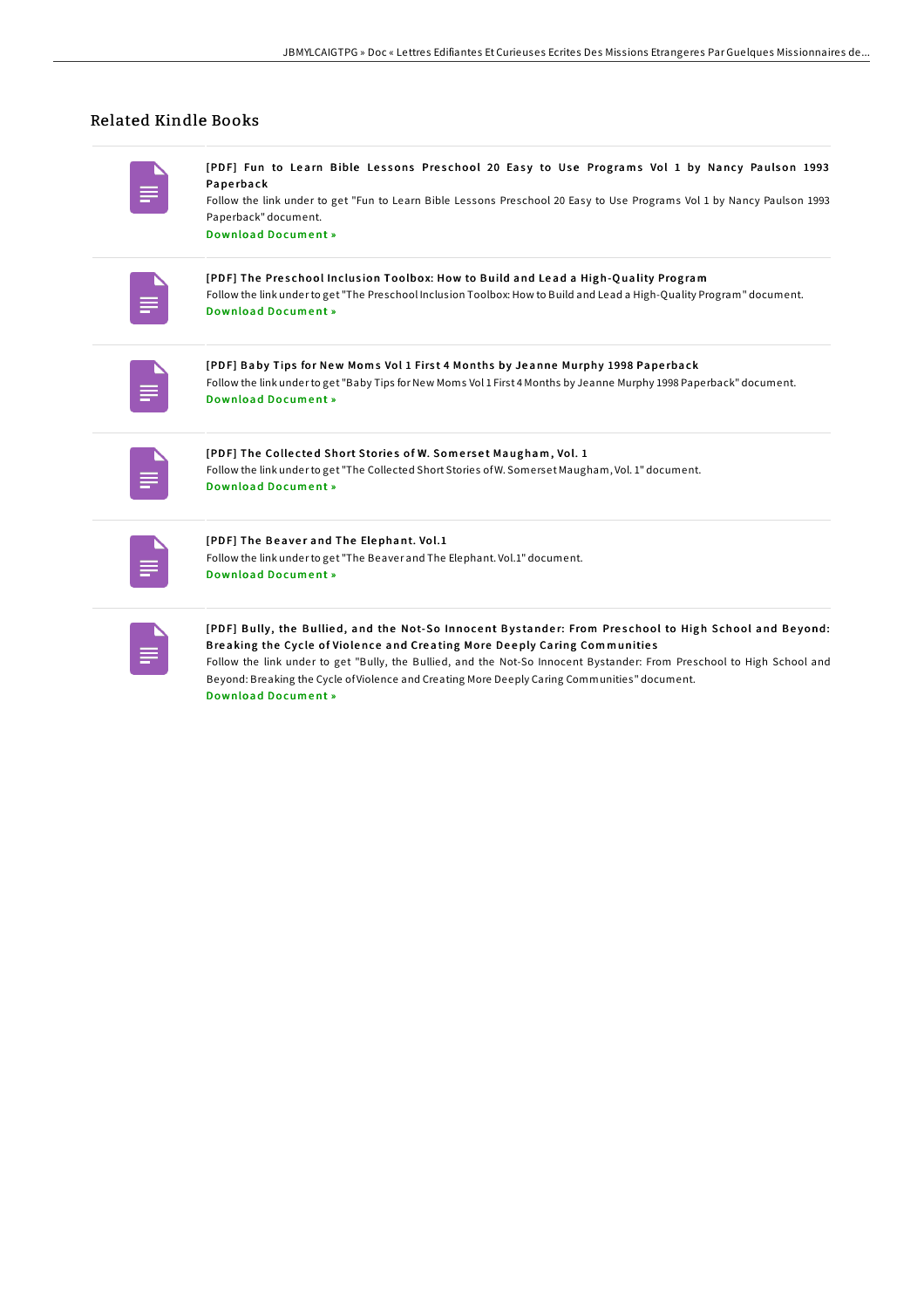## Related Kindle Books

**[PDF] Fun to Learn Bible Lessons Preschool 20 Easy to Use Programs Vol 1 by Nancy Paulson 1993 Paperback**

Follow the link under to get "Fun to Learn Bible Lessons Preschool 20 Easy to Use Programs Vol 1 by Nancy Paulson 1993 Paperback" document.

Download Document »

**[PDF] The Preschool Inclusion Toolbox: How to Build and Lead a High-Quality Program**

Follow the link under to get "The Preschool Inclusion Toolbox: How to Build and Lead a High-Quality Program" document.

Download Document »

**[PDF] Baby Tips for New Moms Vol 1 First 4 Months by Jeanne Murphy 1998 Paperback**

Follow the link under to get "Baby Tips for New Moms Vol 1 First 4 Months by Jeanne Murphy 1998 Paperback" document.

Download Document »

**[PDF] The Collected Short Stories of W. Somerset Maugham, Vol. 1**

Follow the link under to get "The Collected Short Stories of W. Somerset Maugham, Vol. 1" document.

Download Document »

**[PDF] The Beaver and The Elephant. Vol.1**

Follow the link under to get "The Beaver and The Elephant. Vol.1" document.

Download Document »

**[PDF] Bully, the Bullied, and the Not-So Innocent Bystander: From Preschool to High School and Beyond: Breaking the Cycle of Violence and Creating More Deeply Caring Communities**

Follow the link under to get "Bully, the Bullied, and the Not-So Innocent Bystander: From Preschool to High School and Beyond: Breaking the Cycle of Violence and Creating More Deeply Caring Communities" document.

Download Document »